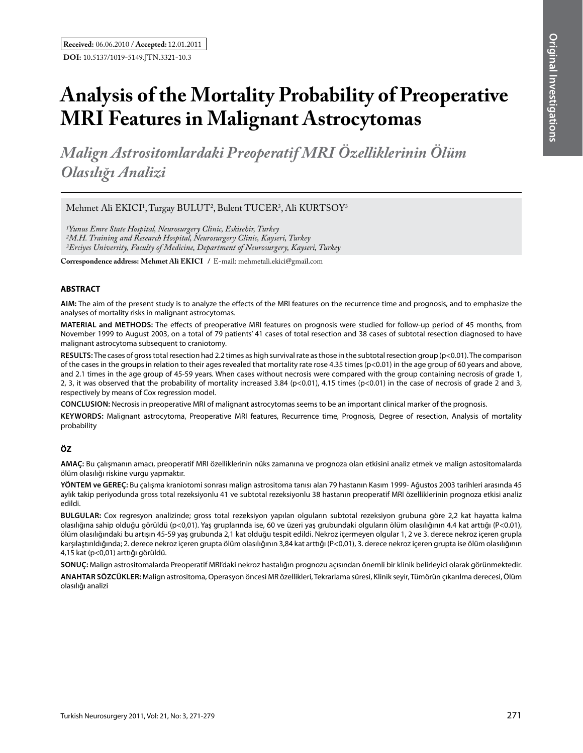**Received:** 06.06.2010 / **Accepted:** 12.01.2011

**DOI:** 10.5137/1019-5149.JTN.3321-10.3

# Analysis of the Mortality Probability of Preoperative MRI Features in Malignant Astrocytomas

## *Malign Astrositomlardaki Preoperatif MRI Özelliklerinin Ölüm Olasılığı Analizi*

Mehmet Ali EKICI[1], Turgay BULUT[2], Bulent TUCER[3], Ali KURTSOY[3]

*[1]Yunus Emre State Hospital, Neurosurgery Clinic, Eskisehir, Turkey*
*[2]M.H. Training and Research Hospital, Neurosurgery Clinic, Kayseri, Turkey*
*[3]Erciyes University, Faculty of Medicine, Department of Neurosurgery, Kayseri, Turkey*

**Correspondence address: Mehmet Ali EKICI** / E-mail: mehmetali.ekici@gmail.com

## ABSTRACT

**AIM:** The aim of the present study is to analyze the effects of the MRI features on the recurrence time and prognosis, and to emphasize the analyses of mortality risks in malignant astrocytomas.

**MATERIAL and METHODS:** The effects of preoperative MRI features on prognosis were studied for follow-up period of 45 months, from November 1999 to August 2003, on a total of 79 patients' 41 cases of total resection and 38 cases of subtotal resection diagnosed to have malignant astrocytoma subsequent to craniotomy.

**RESULTS:** The cases of gross total resection had 2.2 times as high survival rate as those in the subtotal resection group (p<0.01). The comparison of the cases in the groups in relation to their ages revealed that mortality rate rose 4.35 times (p<0.01) in the age group of 60 years and above, and 2.1 times in the age group of 45-59 years. When cases without necrosis were compared with the group containing necrosis of grade 1, 2, 3, it was observed that the probability of mortality increased 3.84 (p<0.01), 4.15 times (p<0.01) in the case of necrosis of grade 2 and 3, respectively by means of Cox regression model.

**CONCLUSION:** Necrosis in preoperative MRI of malignant astrocytomas seems to be an important clinical marker of the prognosis.

**KEYWORDS:** Malignant astrocytoma, Preoperative MRI features, Recurrence time, Prognosis, Degree of resection, Analysis of mortality probability

## ÖZ

**AMAÇ:** Bu çalışmanın amacı, preoperatif MRI özelliklerinin nüks zamanına ve prognoza olan etkisini analiz etmek ve malign astositomalarda ölüm olasılığı riskine vurgu yapmaktır.

**YÖNTEM ve GEREÇ:** Bu çalışma kraniotomi sonrası malign astrositoma tanısı alan 79 hastanın Kasım 1999- Ağustos 2003 tarihleri arasında 45 aylık takip periyodunda gross total rezeksiyonlu 41 ve subtotal rezeksiyonlu 38 hastanın preoperatif MRI özelliklerinin prognoza etkisi analiz edildi.

**BULGULAR:** Cox regresyon analizinde; gross total rezeksiyon yapılan olguların subtotal rezeksiyon grubuna göre 2,2 kat hayatta kalma olasılığına sahip olduğu görüldü (p<0,01). Yaş gruplarında ise, 60 ve üzeri yaş grubundaki olguların ölüm olasılığının 4.4 kat arttığı (P<0.01), ölüm olasılığındaki bu artışın 45-59 yaş grubunda 2,1 kat olduğu tespit edildi. Nekroz içermeyen olgular 1, 2 ve 3. derece nekroz içeren grupla karşılaştırıldığında; 2. derece nekroz içeren grupta ölüm olasılığının 3,84 kat arttığı (P<0,01), 3. derece nekroz içeren grupta ise ölüm olasılığının 4,15 kat (p<0,01) arttığı görüldü.

**SONUÇ:** Malign astrositomalarda Preoperatif MRI'daki nekroz hastalığın prognozu açısından önemli bir klinik belirleyici olarak görünmektedir.

**ANAHTAR SÖZCÜKLER:** Malign astrositoma, Operasyon öncesi MR özellikleri, Tekrarlama süresi, Klinik seyir, Tümörün çıkarılma derecesi, Ölüm olasılığı analizi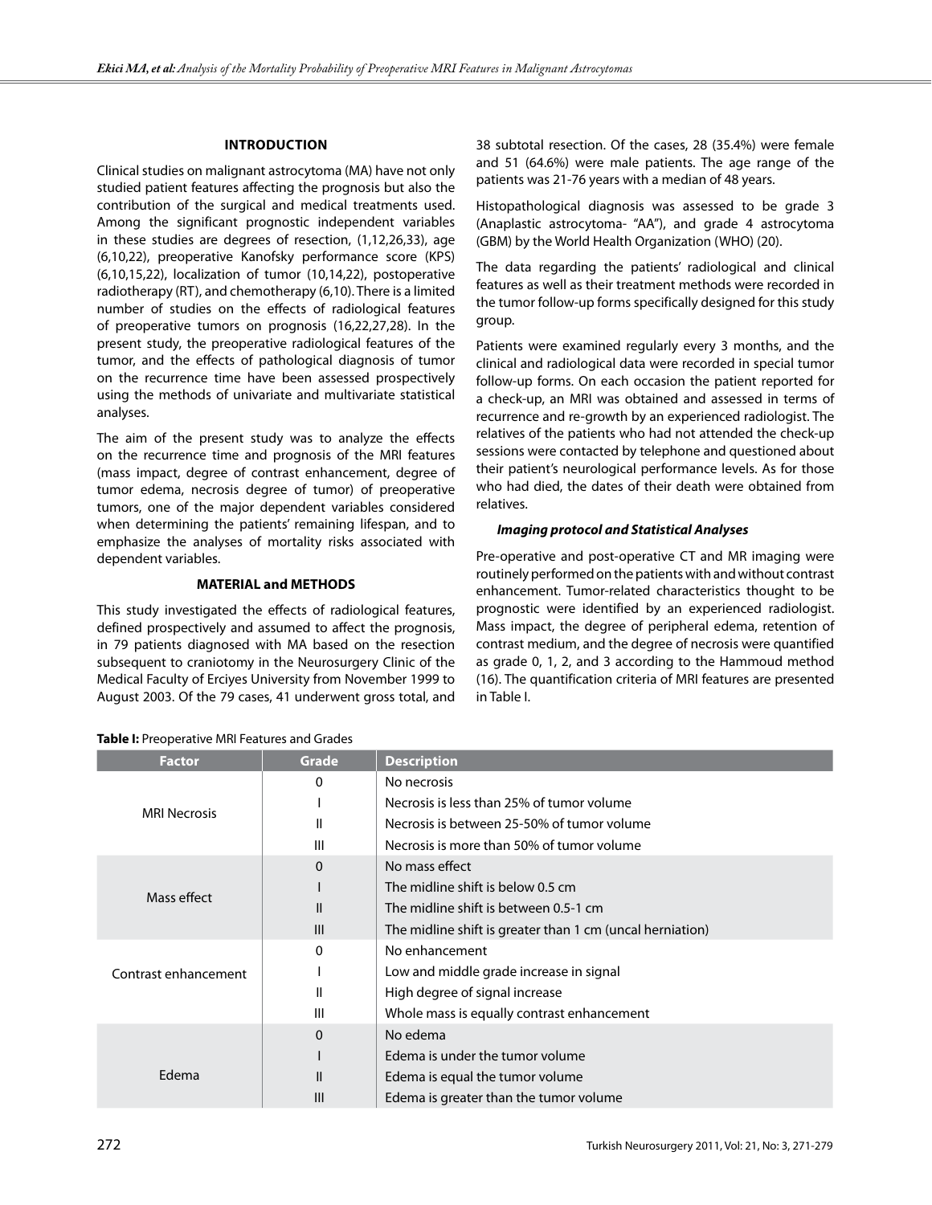## INTRODUCTION

Clinical studies on malignant astrocytoma (MA) have not only studied patient features affecting the prognosis but also the contribution of the surgical and medical treatments used. Among the significant prognostic independent variables in these studies are degrees of resection, (1,12,26,33), age (6,10,22), preoperative Kanofsky performance score (KPS) (6,10,15,22), localization of tumor (10,14,22), postoperative radiotherapy (RT), and chemotherapy (6,10). There is a limited number of studies on the effects of radiological features of preoperative tumors on prognosis (16,22,27,28). In the present study, the preoperative radiological features of the tumor, and the effects of pathological diagnosis of tumor on the recurrence time have been assessed prospectively using the methods of univariate and multivariate statistical analyses.

The aim of the present study was to analyze the effects on the recurrence time and prognosis of the MRI features (mass impact, degree of contrast enhancement, degree of tumor edema, necrosis degree of tumor) of preoperative tumors, one of the major dependent variables considered when determining the patients' remaining lifespan, and to emphasize the analyses of mortality risks associated with dependent variables.

## MATERIAL and METHODS

This study investigated the effects of radiological features, defined prospectively and assumed to affect the prognosis, in 79 patients diagnosed with MA based on the resection subsequent to craniotomy in the Neurosurgery Clinic of the Medical Faculty of Erciyes University from November 1999 to August 2003. Of the 79 cases, 41 underwent gross total, and 38 subtotal resection. Of the cases, 28 (35.4%) were female and 51 (64.6%) were male patients. The age range of the patients was 21-76 years with a median of 48 years.

Histopathological diagnosis was assessed to be grade 3 (Anaplastic astrocytoma- "AA"), and grade 4 astrocytoma (GBM) by the World Health Organization (WHO) (20).

The data regarding the patients' radiological and clinical features as well as their treatment methods were recorded in the tumor follow-up forms specifically designed for this study group.

Patients were examined regularly every 3 months, and the clinical and radiological data were recorded in special tumor follow-up forms. On each occasion the patient reported for a check-up, an MRI was obtained and assessed in terms of recurrence and re-growth by an experienced radiologist. The relatives of the patients who had not attended the check-up sessions were contacted by telephone and questioned about their patient's neurological performance levels. As for those who had died, the dates of their death were obtained from relatives.

### *Imaging protocol and Statistical Analyses*

Pre-operative and post-operative CT and MR imaging were routinely performed on the patients with and without contrast enhancement. Tumor-related characteristics thought to be prognostic were identified by an experienced radiologist. Mass impact, the degree of peripheral edema, retention of contrast medium, and the degree of necrosis were quantified as grade 0, 1, 2, and 3 according to the Hammoud method (16). The quantification criteria of MRI features are presented in Table I.

**Table I:** Preoperative MRI Features and Grades

| Factor | Grade | Description |
|---|---|---|
| MRI Necrosis | 0 | No necrosis |
| | I | Necrosis is less than 25% of tumor volume |
| | II | Necrosis is between 25-50% of tumor volume |
| | III | Necrosis is more than 50% of tumor volume |
| Mass effect | 0 | No mass effect |
| | I | The midline shift is below 0.5 cm |
| | II | The midline shift is between 0.5-1 cm |
| | III | The midline shift is greater than 1 cm (uncal herniation) |
| Contrast enhancement | 0 | No enhancement |
| | I | Low and middle grade increase in signal |
| | II | High degree of signal increase |
| | III | Whole mass is equally contrast enhancement |
| Edema | 0 | No edema |
| | I | Edema is under the tumor volume |
| | II | Edema is equal the tumor volume |
| | III | Edema is greater than the tumor volume |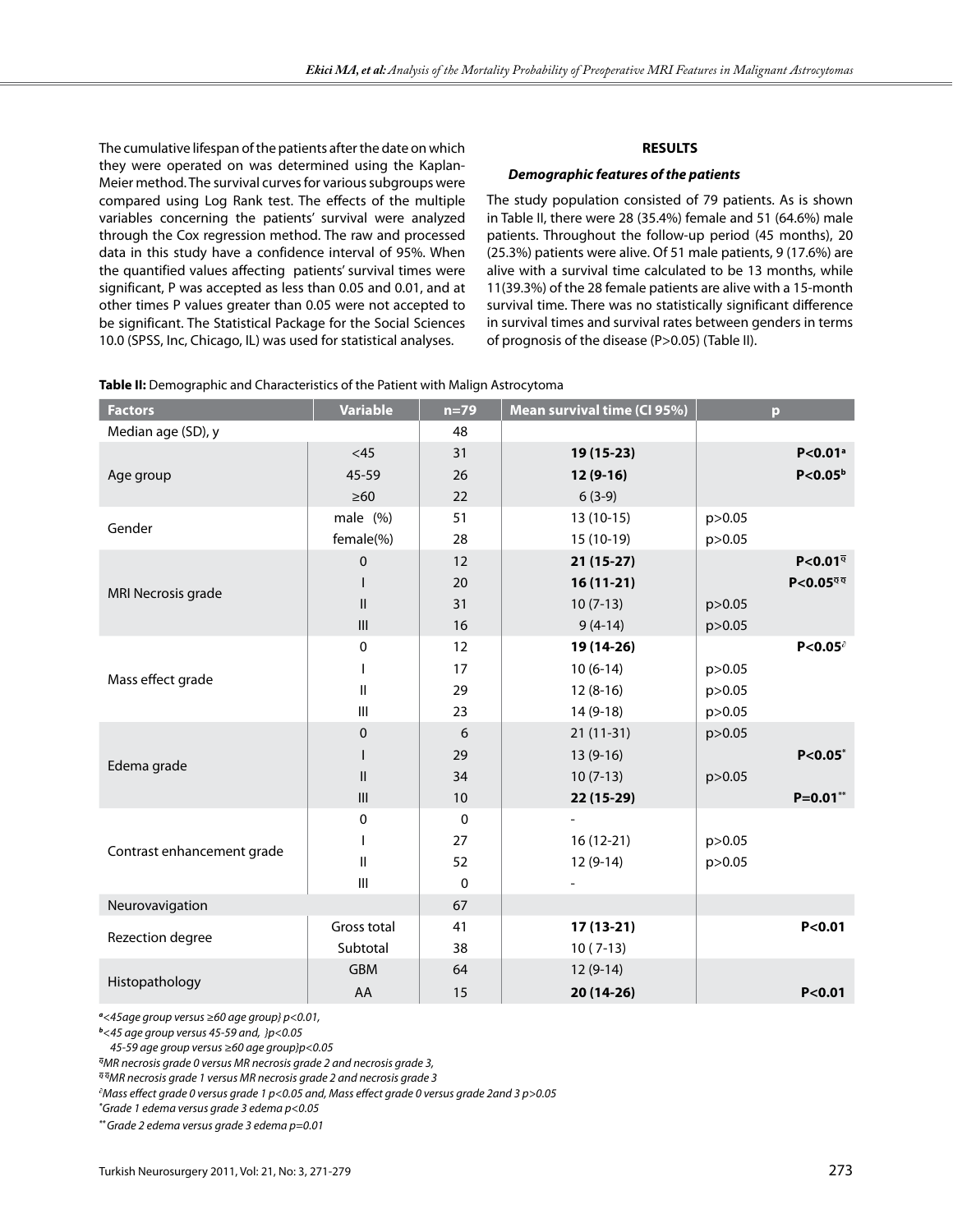The cumulative lifespan of the patients after the date on which they were operated on was determined using the Kaplan-Meier method. The survival curves for various subgroups were compared using Log Rank test. The effects of the multiple variables concerning the patients' survival were analyzed through the Cox regression method. The raw and processed data in this study have a confidence interval of 95%. When the quantified values affecting patients' survival times were significant, P was accepted as less than 0.05 and 0.01, and at other times P values greater than 0.05 were not accepted to be significant. The Statistical Package for the Social Sciences 10.0 (SPSS, Inc, Chicago, IL) was used for statistical analyses.

## RESULTS

### *Demographic features of the patients*

The study population consisted of 79 patients. As is shown in Table II, there were 28 (35.4%) female and 51 (64.6%) male patients. Throughout the follow-up period (45 months), 20 (25.3%) patients were alive. Of 51 male patients, 9 (17.6%) are alive with a survival time calculated to be 13 months, while 11(39.3%) of the 28 female patients are alive with a 15-month survival time. There was no statistically significant difference in survival times and survival rates between genders in terms of prognosis of the disease (P>0.05) (Table II).

**Table II:** Demographic and Characteristics of the Patient with Malign Astrocytoma

| Factors | Variable | n=79 | Mean survival time (CI 95%) | p |
|---|---|---|---|---|
| Median age (SD), y | | 48 | | |
| Age group | <45 | 31 | **19 (15-23)** | **P<0.01[a]** |
| | 45-59 | 26 | **12 (9-16)** | **P<0.05[b]** |
| | ≥60 | 22 | 6 (3-9) | |
| Gender | male (%) | 51 | 13 (10-15) | p>0.05 |
| | female(%) | 28 | 15 (10-19) | p>0.05 |
| MRI Necrosis grade | 0 | 12 | **21 (15-27)** | **P<0.01[ǂ]** |
| | I | 20 | **16 (11-21)** | **P<0.05[ǂǂ]** |
| | II | 31 | 10 (7-13) | p>0.05 |
| | III | 16 | 9 (4-14) | p>0.05 |
| Mass effect grade | 0 | 12 | **19 (14-26)** | **P<0.05[∂]** |
| | I | 17 | 10 (6-14) | p>0.05 |
| | II | 29 | 12 (8-16) | p>0.05 |
| | III | 23 | 14 (9-18) | p>0.05 |
| Edema grade | 0 | 6 | 21 (11-31) | p>0.05 |
| | I | 29 | 13 (9-16) | **P<0.05[*]** |
| | II | 34 | 10 (7-13) | p>0.05 |
| | III | 10 | **22 (15-29)** | **P=0.01[**]** |
| Contrast enhancement grade | 0 | 0 | - | |
| | I | 27 | 16 (12-21) | p>0.05 |
| | II | 52 | 12 (9-14) | p>0.05 |
| | III | 0 | - | |
| Neurovavigation | | 67 | | |
| Rezection degree | Gross total | 41 | **17 (13-21)** | **P<0.01** |
| | Subtotal | 38 | 10 ( 7-13) | |
| Histopathology | GBM | 64 | 12 (9-14) | |
| | AA | 15 | **20 (14-26)** | **P<0.01** |

*[a]<45age group versus ≥60 age group} p<0.01,*

*[b]<45 age group versus 45-59 and, }p<0.05*

*45-59 age group versus ≥60 age group}p<0.05*

*[ǂ]MR necrosis grade 0 versus MR necrosis grade 2 and necrosis grade 3,*

*[ǂǂ]MR necrosis grade 1 versus MR necrosis grade 2 and necrosis grade 3*

*[∂]Mass effect grade 0 versus grade 1 p<0.05 and, Mass effect grade 0 versus grade 2and 3 p>0.05*

*[*]Grade 1 edema versus grade 3 edema p<0.05*

*[**]Grade 2 edema versus grade 3 edema p=0.01*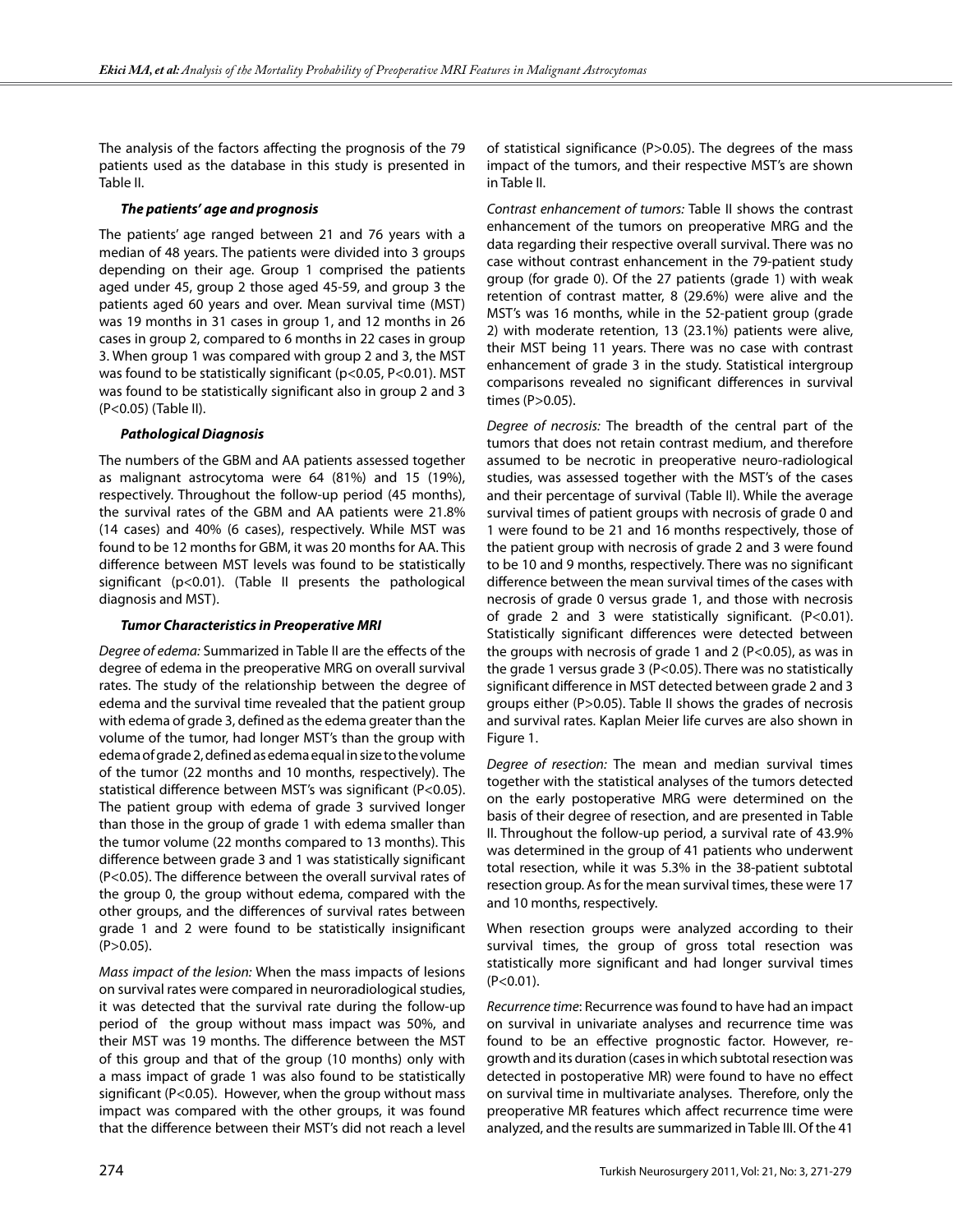The analysis of the factors affecting the prognosis of the 79 patients used as the database in this study is presented in Table II.

### *The patients' age and prognosis*

The patients' age ranged between 21 and 76 years with a median of 48 years. The patients were divided into 3 groups depending on their age. Group 1 comprised the patients aged under 45, group 2 those aged 45-59, and group 3 the patients aged 60 years and over. Mean survival time (MST) was 19 months in 31 cases in group 1, and 12 months in 26 cases in group 2, compared to 6 months in 22 cases in group 3. When group 1 was compared with group 2 and 3, the MST was found to be statistically significant ($p<0.05$, $P<0.01$). MST was found to be statistically significant also in group 2 and 3 ($P<0.05$) (Table II).

### *Pathological Diagnosis*

The numbers of the GBM and AA patients assessed together as malignant astrocytoma were 64 (81%) and 15 (19%), respectively. Throughout the follow-up period (45 months), the survival rates of the GBM and AA patients were 21.8% (14 cases) and 40% (6 cases), respectively. While MST was found to be 12 months for GBM, it was 20 months for AA. This difference between MST levels was found to be statistically significant ($p<0.01$). (Table II presents the pathological diagnosis and MST).

### *Tumor Characteristics in Preoperative MRI*

*Degree of edema:* Summarized in Table II are the effects of the degree of edema in the preoperative MRG on overall survival rates. The study of the relationship between the degree of edema and the survival time revealed that the patient group with edema of grade 3, defined as the edema greater than the volume of the tumor, had longer MST's than the group with edema of grade 2, defined as edema equal in size to the volume of the tumor (22 months and 10 months, respectively). The statistical difference between MST's was significant ($P<0.05$). The patient group with edema of grade 3 survived longer than those in the group of grade 1 with edema smaller than the tumor volume (22 months compared to 13 months). This difference between grade 3 and 1 was statistically significant ($P<0.05$). The difference between the overall survival rates of the group 0, the group without edema, compared with the other groups, and the differences of survival rates between grade 1 and 2 were found to be statistically insignificant ($P>0.05$).

*Mass impact of the lesion:* When the mass impacts of lesions on survival rates were compared in neuroradiological studies, it was detected that the survival rate during the follow-up period of the group without mass impact was 50%, and their MST was 19 months. The difference between the MST of this group and that of the group (10 months) only with a mass impact of grade 1 was also found to be statistically significant ($P<0.05$). However, when the group without mass impact was compared with the other groups, it was found that the difference between their MST's did not reach a level of statistical significance ($P>0.05$). The degrees of the mass impact of the tumors, and their respective MST's are shown in Table II.

*Contrast enhancement of tumors:* Table II shows the contrast enhancement of the tumors on preoperative MRG and the data regarding their respective overall survival. There was no case without contrast enhancement in the 79-patient study group (for grade 0). Of the 27 patients (grade 1) with weak retention of contrast matter, 8 (29.6%) were alive and the MST's was 16 months, while in the 52-patient group (grade 2) with moderate retention, 13 (23.1%) patients were alive, their MST being 11 years. There was no case with contrast enhancement of grade 3 in the study. Statistical intergroup comparisons revealed no significant differences in survival times ($P>0.05$).

*Degree of necrosis:* The breadth of the central part of the tumors that does not retain contrast medium, and therefore assumed to be necrotic in preoperative neuro-radiological studies, was assessed together with the MST's of the cases and their percentage of survival (Table II). While the average survival times of patient groups with necrosis of grade 0 and 1 were found to be 21 and 16 months respectively, those of the patient group with necrosis of grade 2 and 3 were found to be 10 and 9 months, respectively. There was no significant difference between the mean survival times of the cases with necrosis of grade 0 versus grade 1, and those with necrosis of grade 2 and 3 were statistically significant. ($P<0.01$). Statistically significant differences were detected between the groups with necrosis of grade 1 and 2 ($P<0.05$), as was in the grade 1 versus grade 3 ($P<0.05$). There was no statistically significant difference in MST detected between grade 2 and 3 groups either ($P>0.05$). Table II shows the grades of necrosis and survival rates. Kaplan Meier life curves are also shown in Figure 1.

*Degree of resection:* The mean and median survival times together with the statistical analyses of the tumors detected on the early postoperative MRG were determined on the basis of their degree of resection, and are presented in Table II. Throughout the follow-up period, a survival rate of 43.9% was determined in the group of 41 patients who underwent total resection, while it was 5.3% in the 38-patient subtotal resection group. As for the mean survival times, these were 17 and 10 months, respectively.

When resection groups were analyzed according to their survival times, the group of gross total resection was statistically more significant and had longer survival times ($P<0.01$).

*Recurrence time*: Recurrence was found to have had an impact on survival in univariate analyses and recurrence time was found to be an effective prognostic factor. However, re-growth and its duration (cases in which subtotal resection was detected in postoperative MR) were found to have no effect on survival time in multivariate analyses. Therefore, only the preoperative MR features which affect recurrence time were analyzed, and the results are summarized in Table III. Of the 41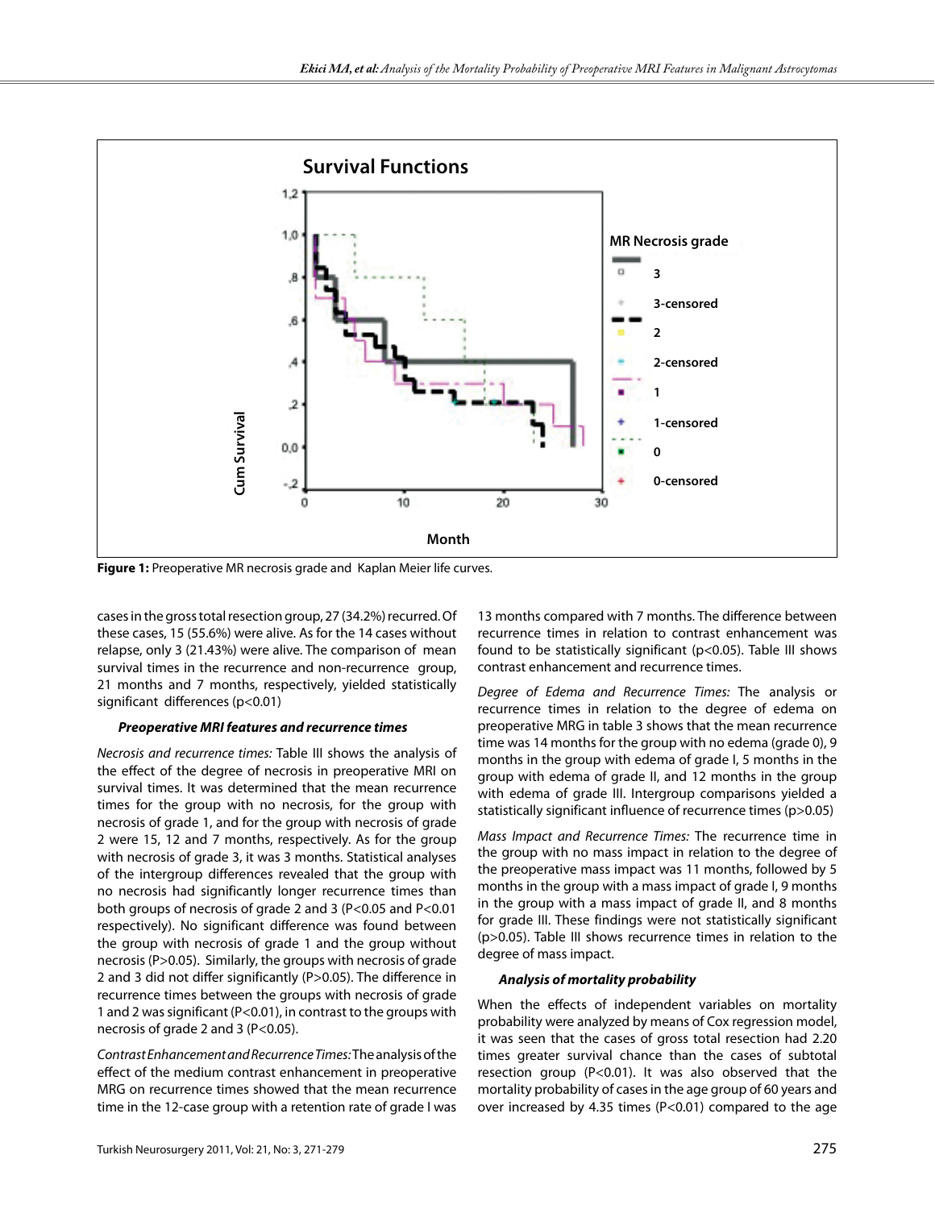Figure 1: Preoperative MR necrosis grade and Kaplan Meier life curves.

cases in the gross total resection group, 27 (34.2%) recurred. Of these cases, 15 (55.6%) were alive. As for the 14 cases without relapse, only 3 (21.43%) were alive. The comparison of mean survival times in the recurrence and non-recurrence group, 21 months and 7 months, respectively, yielded statistically significant differences (p<0.01)

### Preoperative MRI features and recurrence times

*Necrosis and recurrence times:* Table III shows the analysis of the effect of the degree of necrosis in preoperative MRI on survival times. It was determined that the mean recurrence times for the group with no necrosis, for the group with necrosis of grade 1, and for the group with necrosis of grade 2 were 15, 12 and 7 months, respectively. As for the group with necrosis of grade 3, it was 3 months. Statistical analyses of the intergroup differences revealed that the group with no necrosis had significantly longer recurrence times than both groups of necrosis of grade 2 and 3 (P<0.05 and P<0.01 respectively). No significant difference was found between the group with necrosis of grade 1 and the group without necrosis (P>0.05). Similarly, the groups with necrosis of grade 2 and 3 did not differ significantly (P>0.05). The difference in recurrence times between the groups with necrosis of grade 1 and 2 was significant (P<0.01), in contrast to the groups with necrosis of grade 2 and 3 (P<0.05).

*Contrast Enhancement and Recurrence Times:* The analysis of the effect of the medium contrast enhancement in preoperative MRG on recurrence times showed that the mean recurrence time in the 12-case group with a retention rate of grade I was 13 months compared with 7 months. The difference between recurrence times in relation to contrast enhancement was found to be statistically significant (p<0.05). Table III shows contrast enhancement and recurrence times.

*Degree of Edema and Recurrence Times:* The analysis or recurrence times in relation to the degree of edema on preoperative MRG in table 3 shows that the mean recurrence time was 14 months for the group with no edema (grade 0), 9 months in the group with edema of grade I, 5 months in the group with edema of grade II, and 12 months in the group with edema of grade III. Intergroup comparisons yielded a statistically significant influence of recurrence times (p>0.05)

*Mass Impact and Recurrence Times:* The recurrence time in the group with no mass impact in relation to the degree of the preoperative mass impact was 11 months, followed by 5 months in the group with a mass impact of grade I, 9 months in the group with a mass impact of grade II, and 8 months for grade III. These findings were not statistically significant (p>0.05). Table III shows recurrence times in relation to the degree of mass impact.

### Analysis of mortality probability

When the effects of independent variables on mortality probability were analyzed by means of Cox regression model, it was seen that the cases of gross total resection had 2.20 times greater survival chance than the cases of subtotal resection group (P<0.01). It was also observed that the mortality probability of cases in the age group of 60 years and over increased by 4.35 times (P<0.01) compared to the age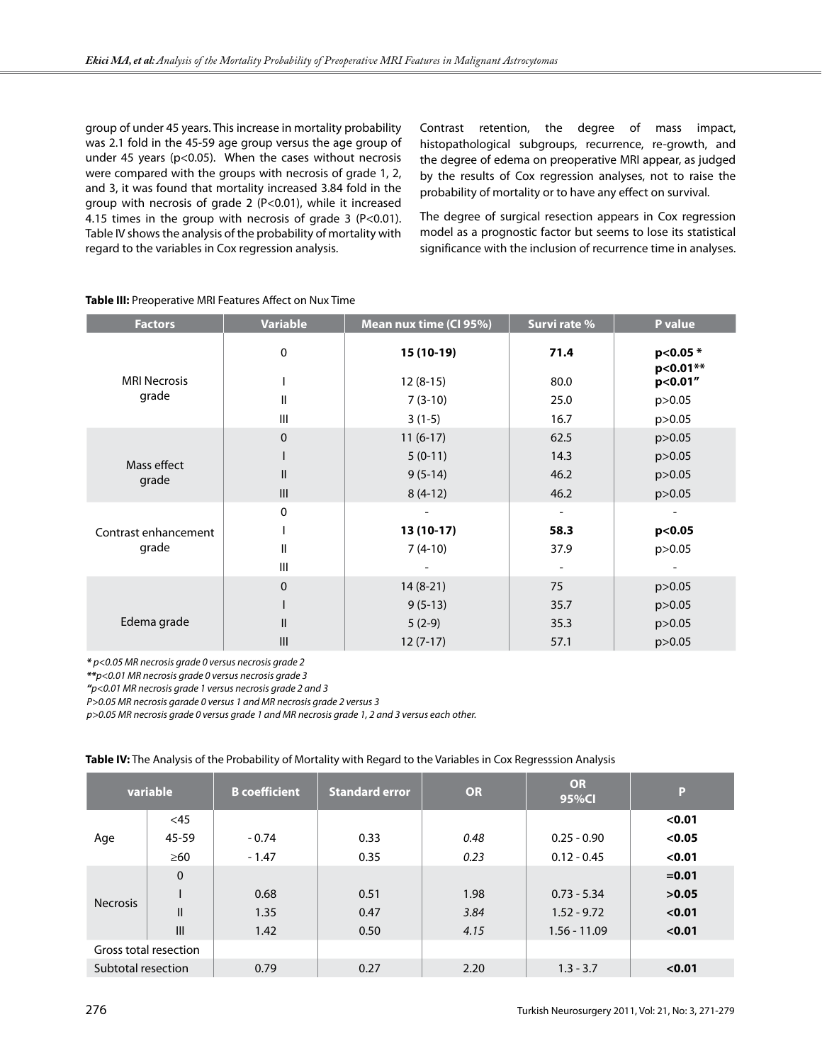group of under 45 years. This increase in mortality probability was 2.1 fold in the 45-59 age group versus the age group of under 45 years (p<0.05). When the cases without necrosis were compared with the groups with necrosis of grade 1, 2, and 3, it was found that mortality increased 3.84 fold in the group with necrosis of grade 2 (P<0.01), while it increased 4.15 times in the group with necrosis of grade 3 (P<0.01). Table IV shows the analysis of the probability of mortality with regard to the variables in Cox regression analysis.

Contrast retention, the degree of mass impact, histopathological subgroups, recurrence, re-growth, and the degree of edema on preoperative MRI appear, as judged by the results of Cox regression analyses, not to raise the probability of mortality or to have any effect on survival.

The degree of surgical resection appears in Cox regression model as a prognostic factor but seems to lose its statistical significance with the inclusion of recurrence time in analyses.

**Table III:** Preoperative MRI Features Affect on Nux Time

| Factors | Variable | Mean nux time (CI 95%) | Survi rate % | P value |
|---|---|---|---|---|
| MRI Necrosis grade | 0 | **15 (10-19)** | **71.4** | **p<0.05 * p<0.01\*\*** |
| | I | 12 (8-15) | 80.0 | **p<0.01”** |
| | II | 7 (3-10) | 25.0 | p>0.05 |
| | III | 3 (1-5) | 16.7 | p>0.05 |
| Mass effect grade | 0 | 11 (6-17) | 62.5 | p>0.05 |
| | I | 5 (0-11) | 14.3 | p>0.05 |
| | II | 9 (5-14) | 46.2 | p>0.05 |
| | III | 8 (4-12) | 46.2 | p>0.05 |
| Contrast enhancement grade | 0 | - | - | - |
| | I | **13 (10-17)** | **58.3** | **p<0.05** |
| | II | 7 (4-10) | 37.9 | p>0.05 |
| | III | - | - | - |
| Edema grade | 0 | 14 (8-21) | 75 | p>0.05 |
| | I | 9 (5-13) | 35.7 | p>0.05 |
| | II | 5 (2-9) | 35.3 | p>0.05 |
| | III | 12 (7-17) | 57.1 | p>0.05 |

*\* p<0.05 MR necrosis grade 0 versus necrosis grade 2*
*\*\*p<0.01 MR necrosis grade 0 versus necrosis grade 3*
*“p<0.01 MR necrosis grade 1 versus necrosis grade 2 and 3*
*P>0.05 MR necrosis garade 0 versus 1 and MR necrosis grade 2 versus 3*
*p>0.05 MR necrosis grade 0 versus grade 1 and MR necrosis grade 1, 2 and 3 versus each other.*

**Table IV:** The Analysis of the Probability of Mortality with Regard to the Variables in Cox Regresssion Analysis

| variable | | B coefficient | Standard error | OR | OR 95%CI | P |
|---|---|---|---|---|---|---|
| Age | <45 | | | | | **<0.01** |
| | 45-59 | - 0.74 | 0.33 | *0.48* | 0.25 - 0.90 | **<0.05** |
| | ≥60 | - 1.47 | 0.35 | *0.23* | 0.12 - 0.45 | **<0.01** |
| Necrosis | 0 | | | | | **=0.01** |
| | I | 0.68 | 0.51 | 1.98 | 0.73 - 5.34 | **>0.05** |
| | II | 1.35 | 0.47 | *3.84* | 1.52 - 9.72 | **<0.01** |
| | III | 1.42 | 0.50 | *4.15* | 1.56 - 11.09 | **<0.01** |
| Gross total resection | | | | | | |
| Subtotal resection | | 0.79 | 0.27 | 2.20 | 1.3 - 3.7 | **<0.01** |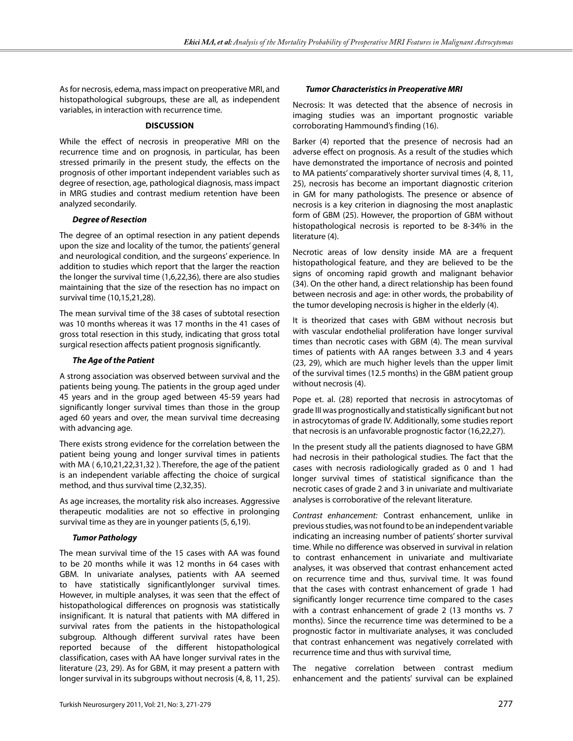As for necrosis, edema, mass impact on preoperative MRI, and histopathological subgroups, these are all, as independent variables, in interaction with recurrence time.

## DISCUSSION

While the effect of necrosis in preoperative MRI on the recurrence time and on prognosis, in particular, has been stressed primarily in the present study, the effects on the prognosis of other important independent variables such as degree of resection, age, pathological diagnosis, mass impact in MRG studies and contrast medium retention have been analyzed secondarily.

### *Degree of Resection*

The degree of an optimal resection in any patient depends upon the size and locality of the tumor, the patients' general and neurological condition, and the surgeons' experience. In addition to studies which report that the larger the reaction the longer the survival time (1,6,22,36), there are also studies maintaining that the size of the resection has no impact on survival time (10,15,21,28).

The mean survival time of the 38 cases of subtotal resection was 10 months whereas it was 17 months in the 41 cases of gross total resection in this study, indicating that gross total surgical resection affects patient prognosis significantly.

### *The Age of the Patient*

A strong association was observed between survival and the patients being young. The patients in the group aged under 45 years and in the group aged between 45-59 years had significantly longer survival times than those in the group aged 60 years and over, the mean survival time decreasing with advancing age.

There exists strong evidence for the correlation between the patient being young and longer survival times in patients with MA ( 6,10,21,22,31,32 ). Therefore, the age of the patient is an independent variable affecting the choice of surgical method, and thus survival time (2,32,35).

As age increases, the mortality risk also increases. Aggressive therapeutic modalities are not so effective in prolonging survival time as they are in younger patients (5, 6,19).

### *Tumor Pathology*

The mean survival time of the 15 cases with AA was found to be 20 months while it was 12 months in 64 cases with GBM. In univariate analyses, patients with AA seemed to have statistically significantlylonger survival times. However, in multiple analyses, it was seen that the effect of histopathological differences on prognosis was statistically insignificant. It is natural that patients with MA differed in survival rates from the patients in the histopathological subgroup. Although different survival rates have been reported because of the different histopathological classification, cases with AA have longer survival rates in the literature (23, 29). As for GBM, it may present a pattern with longer survival in its subgroups without necrosis (4, 8, 11, 25).

### *Tumor Characteristics in Preoperative MRI*

Necrosis: It was detected that the absence of necrosis in imaging studies was an important prognostic variable corroborating Hammound's finding (16).

Barker (4) reported that the presence of necrosis had an adverse effect on prognosis. As a result of the studies which have demonstrated the importance of necrosis and pointed to MA patients' comparatively shorter survival times (4, 8, 11, 25), necrosis has become an important diagnostic criterion in GM for many pathologists. The presence or absence of necrosis is a key criterion in diagnosing the most anaplastic form of GBM (25). However, the proportion of GBM without histopathological necrosis is reported to be 8-34% in the literature (4).

Necrotic areas of low density inside MA are a frequent histopathological feature, and they are believed to be the signs of oncoming rapid growth and malignant behavior (34). On the other hand, a direct relationship has been found between necrosis and age: in other words, the probability of the tumor developing necrosis is higher in the elderly (4).

It is theorized that cases with GBM without necrosis but with vascular endothelial proliferation have longer survival times than necrotic cases with GBM (4). The mean survival times of patients with AA ranges between 3.3 and 4 years (23, 29), which are much higher levels than the upper limit of the survival times (12.5 months) in the GBM patient group without necrosis (4).

Pope et. al. (28) reported that necrosis in astrocytomas of grade III was prognostically and statistically significant but not in astrocytomas of grade IV. Additionally, some studies report that necrosis is an unfavorable prognostic factor (16,22,27).

In the present study all the patients diagnosed to have GBM had necrosis in their pathological studies. The fact that the cases with necrosis radiologically graded as 0 and 1 had longer survival times of statistical significance than the necrotic cases of grade 2 and 3 in univariate and multivariate analyses is corroborative of the relevant literature.

*Contrast enhancement:* Contrast enhancement, unlike in previous studies, was not found to be an independent variable indicating an increasing number of patients' shorter survival time. While no difference was observed in survival in relation to contrast enhancement in univariate and multivariate analyses, it was observed that contrast enhancement acted on recurrence time and thus, survival time. It was found that the cases with contrast enhancement of grade 1 had significantly longer recurrence time compared to the cases with a contrast enhancement of grade 2 (13 months vs. 7 months). Since the recurrence time was determined to be a prognostic factor in multivariate analyses, it was concluded that contrast enhancement was negatively correlated with recurrence time and thus with survival time,

The negative correlation between contrast medium enhancement and the patients' survival can be explained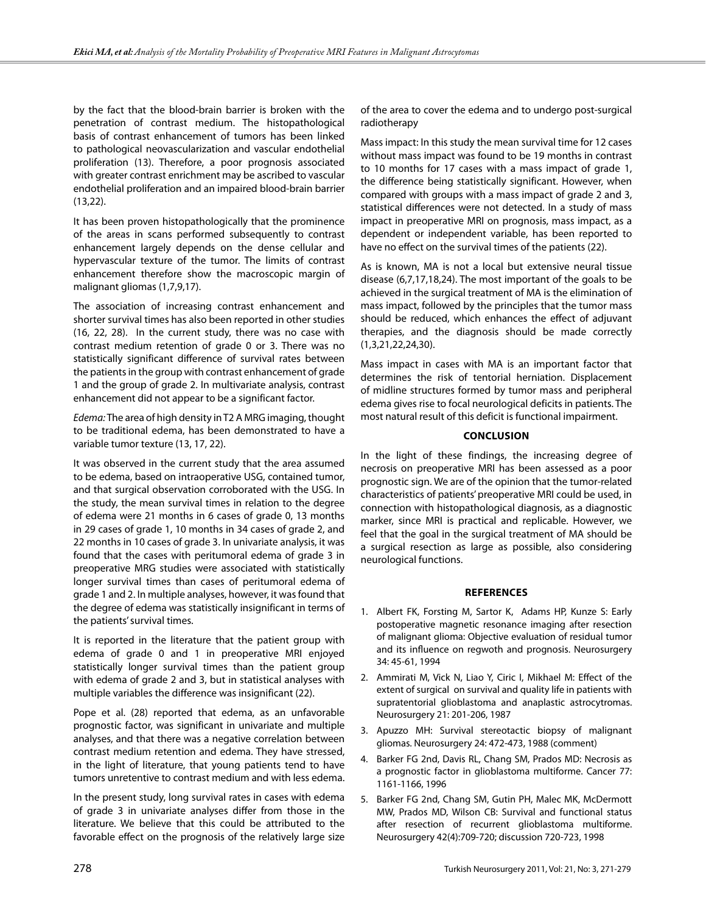by the fact that the blood-brain barrier is broken with the penetration of contrast medium. The histopathological basis of contrast enhancement of tumors has been linked to pathological neovascularization and vascular endothelial proliferation (13). Therefore, a poor prognosis associated with greater contrast enrichment may be ascribed to vascular endothelial proliferation and an impaired blood-brain barrier (13,22).

It has been proven histopathologically that the prominence of the areas in scans performed subsequently to contrast enhancement largely depends on the dense cellular and hypervascular texture of the tumor. The limits of contrast enhancement therefore show the macroscopic margin of malignant gliomas (1,7,9,17).

The association of increasing contrast enhancement and shorter survival times has also been reported in other studies (16, 22, 28). In the current study, there was no case with contrast medium retention of grade 0 or 3. There was no statistically significant difference of survival rates between the patients in the group with contrast enhancement of grade 1 and the group of grade 2. In multivariate analysis, contrast enhancement did not appear to be a significant factor.

*Edema:* The area of high density in T2 A MRG imaging, thought to be traditional edema, has been demonstrated to have a variable tumor texture (13, 17, 22).

It was observed in the current study that the area assumed to be edema, based on intraoperative USG, contained tumor, and that surgical observation corroborated with the USG. In the study, the mean survival times in relation to the degree of edema were 21 months in 6 cases of grade 0, 13 months in 29 cases of grade 1, 10 months in 34 cases of grade 2, and 22 months in 10 cases of grade 3. In univariate analysis, it was found that the cases with peritumoral edema of grade 3 in preoperative MRG studies were associated with statistically longer survival times than cases of peritumoral edema of grade 1 and 2. In multiple analyses, however, it was found that the degree of edema was statistically insignificant in terms of the patients' survival times.

It is reported in the literature that the patient group with edema of grade 0 and 1 in preoperative MRI enjoyed statistically longer survival times than the patient group with edema of grade 2 and 3, but in statistical analyses with multiple variables the difference was insignificant (22).

Pope et al. (28) reported that edema, as an unfavorable prognostic factor, was significant in univariate and multiple analyses, and that there was a negative correlation between contrast medium retention and edema. They have stressed, in the light of literature, that young patients tend to have tumors unretentive to contrast medium and with less edema.

In the present study, long survival rates in cases with edema of grade 3 in univariate analyses differ from those in the literature. We believe that this could be attributed to the favorable effect on the prognosis of the relatively large size of the area to cover the edema and to undergo post-surgical radiotherapy

Mass impact: In this study the mean survival time for 12 cases without mass impact was found to be 19 months in contrast to 10 months for 17 cases with a mass impact of grade 1, the difference being statistically significant. However, when compared with groups with a mass impact of grade 2 and 3, statistical differences were not detected. In a study of mass impact in preoperative MRI on prognosis, mass impact, as a dependent or independent variable, has been reported to have no effect on the survival times of the patients (22).

As is known, MA is not a local but extensive neural tissue disease (6,7,17,18,24). The most important of the goals to be achieved in the surgical treatment of MA is the elimination of mass impact, followed by the principles that the tumor mass should be reduced, which enhances the effect of adjuvant therapies, and the diagnosis should be made correctly (1,3,21,22,24,30).

Mass impact in cases with MA is an important factor that determines the risk of tentorial herniation. Displacement of midline structures formed by tumor mass and peripheral edema gives rise to focal neurological deficits in patients. The most natural result of this deficit is functional impairment.

## CONCLUSION

In the light of these findings, the increasing degree of necrosis on preoperative MRI has been assessed as a poor prognostic sign. We are of the opinion that the tumor-related characteristics of patients' preoperative MRI could be used, in connection with histopathological diagnosis, as a diagnostic marker, since MRI is practical and replicable. However, we feel that the goal in the surgical treatment of MA should be a surgical resection as large as possible, also considering neurological functions.

## REFERENCES

1. Albert FK, Forsting M, Sartor K, Adams HP, Kunze S: Early postoperative magnetic resonance imaging after resection of malignant glioma: Objective evaluation of residual tumor and its influence on regwoth and prognosis. Neurosurgery 34: 45-61, 1994
2. Ammirati M, Vick N, Liao Y, Ciric I, Mikhael M: Effect of the extent of surgical on survival and quality life in patients with supratentorial glioblastoma and anaplastic astrocytromas. Neurosurgery 21: 201-206, 1987
3. Apuzzo MH: Survival stereotactic biopsy of malignant gliomas. Neurosurgery 24: 472-473, 1988 (comment)
4. Barker FG 2nd, Davis RL, Chang SM, Prados MD: Necrosis as a prognostic factor in glioblastoma multiforme. Cancer 77: 1161-1166, 1996
5. Barker FG 2nd, Chang SM, Gutin PH, Malec MK, McDermott MW, Prados MD, Wilson CB: Survival and functional status after resection of recurrent glioblastoma multiforme. Neurosurgery 42(4):709-720; discussion 720-723, 1998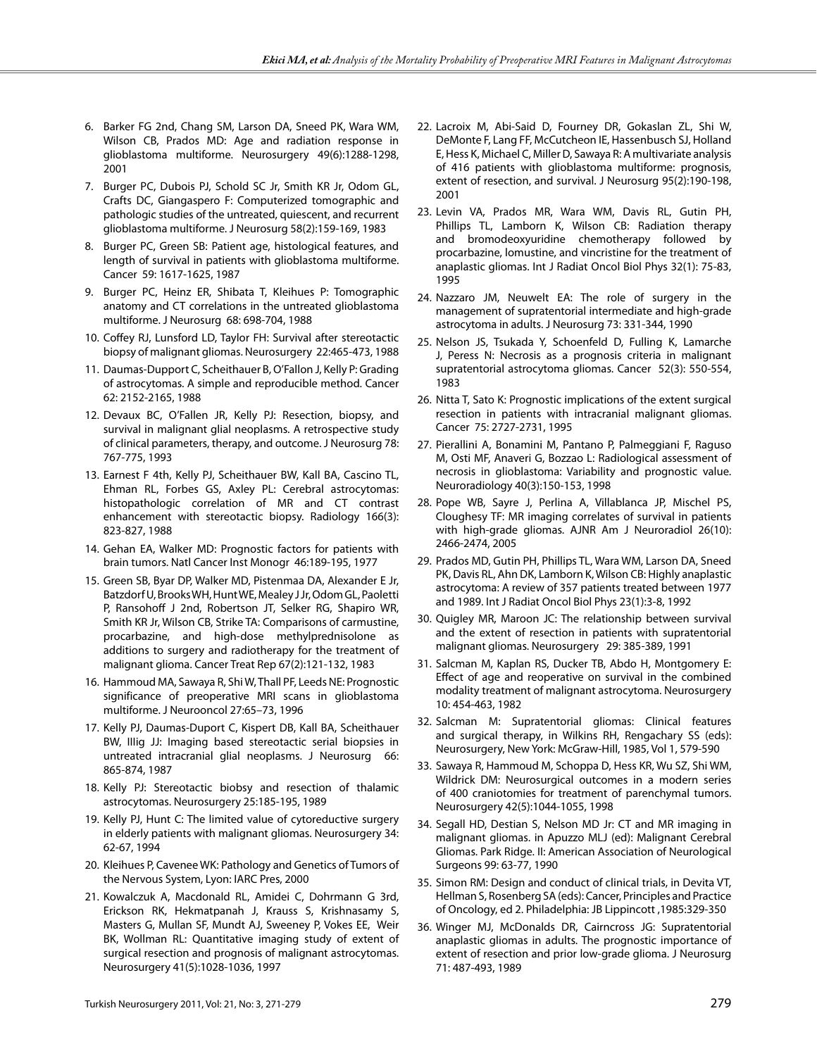6. Barker FG 2nd, Chang SM, Larson DA, Sneed PK, Wara WM, Wilson CB, Prados MD: Age and radiation response in glioblastoma multiforme. Neurosurgery 49(6):1288-1298, 2001
7. Burger PC, Dubois PJ, Schold SC Jr, Smith KR Jr, Odom GL, Crafts DC, Giangaspero F: Computerized tomographic and pathologic studies of the untreated, quiescent, and recurrent glioblastoma multiforme. J Neurosurg 58(2):159-169, 1983
8. Burger PC, Green SB: Patient age, histological features, and length of survival in patients with glioblastoma multiforme. Cancer 59: 1617-1625, 1987
9. Burger PC, Heinz ER, Shibata T, Kleihues P: Tomographic anatomy and CT correlations in the untreated glioblastoma multiforme. J Neurosurg 68: 698-704, 1988
10. Coffey RJ, Lunsford LD, Taylor FH: Survival after stereotactic biopsy of malignant gliomas. Neurosurgery 22:465-473, 1988
11. Daumas-Dupport C, Scheithauer B, O'Fallon J, Kelly P: Grading of astrocytomas. A simple and reproducible method. Cancer 62: 2152-2165, 1988
12. Devaux BC, O'Fallen JR, Kelly PJ: Resection, biopsy, and survival in malignant glial neoplasms. A retrospective study of clinical parameters, therapy, and outcome. J Neurosurg 78: 767-775, 1993
13. Earnest F 4th, Kelly PJ, Scheithauer BW, Kall BA, Cascino TL, Ehman RL, Forbes GS, Axley PL: Cerebral astrocytomas: histopathologic correlation of MR and CT contrast enhancement with stereotactic biopsy. Radiology 166(3): 823-827, 1988
14. Gehan EA, Walker MD: Prognostic factors for patients with brain tumors. Natl Cancer Inst Monogr 46:189-195, 1977
15. Green SB, Byar DP, Walker MD, Pistenmaa DA, Alexander E Jr, Batzdorf U, Brooks WH, Hunt WE, Mealey J Jr, Odom GL, Paoletti P, Ransohoff J 2nd, Robertson JT, Selker RG, Shapiro WR, Smith KR Jr, Wilson CB, Strike TA: Comparisons of carmustine, procarbazine, and high-dose methylprednisolone as additions to surgery and radiotherapy for the treatment of malignant glioma. Cancer Treat Rep 67(2):121-132, 1983
16. Hammoud MA, Sawaya R, Shi W, Thall PF, Leeds NE: Prognostic significance of preoperative MRI scans in glioblastoma multiforme. J Neurooncol 27:65–73, 1996
17. Kelly PJ, Daumas-Duport C, Kispert DB, Kall BA, Scheithauer BW, Illig JJ: Imaging based stereotactic serial biopsies in untreated intracranial glial neoplasms. J Neurosurg 66: 865-874, 1987
18. Kelly PJ: Stereotactic biobsy and resection of thalamic astrocytomas. Neurosurgery 25:185-195, 1989
19. Kelly PJ, Hunt C: The limited value of cytoreductive surgery in elderly patients with malignant gliomas. Neurosurgery 34: 62-67, 1994
20. Kleihues P, Cavenee WK: Pathology and Genetics of Tumors of the Nervous System, Lyon: IARC Pres, 2000
21. Kowalczuk A, Macdonald RL, Amidei C, Dohrmann G 3rd, Erickson RK, Hekmatpanah J, Krauss S, Krishnasamy S, Masters G, Mullan SF, Mundt AJ, Sweeney P, Vokes EE, Weir BK, Wollman RL: Quantitative imaging study of extent of surgical resection and prognosis of malignant astrocytomas. Neurosurgery 41(5):1028-1036, 1997
22. Lacroix M, Abi-Said D, Fourney DR, Gokaslan ZL, Shi W, DeMonte F, Lang FF, McCutcheon IE, Hassenbusch SJ, Holland E, Hess K, Michael C, Miller D, Sawaya R: A multivariate analysis of 416 patients with glioblastoma multiforme: prognosis, extent of resection, and survival. J Neurosurg 95(2):190-198, 2001
23. Levin VA, Prados MR, Wara WM, Davis RL, Gutin PH, Phillips TL, Lamborn K, Wilson CB: Radiation therapy and bromodeoxyuridine chemotherapy followed by procarbazine, lomustine, and vincristine for the treatment of anaplastic gliomas. Int J Radiat Oncol Biol Phys 32(1): 75-83, 1995
24. Nazzaro JM, Neuwelt EA: The role of surgery in the management of supratentorial intermediate and high-grade astrocytoma in adults. J Neurosurg 73: 331-344, 1990
25. Nelson JS, Tsukada Y, Schoenfeld D, Fulling K, Lamarche J, Peress N: Necrosis as a prognosis criteria in malignant supratentorial astrocytoma gliomas. Cancer 52(3): 550-554, 1983
26. Nitta T, Sato K: Prognostic implications of the extent surgical resection in patients with intracranial malignant gliomas. Cancer 75: 2727-2731, 1995
27. Pierallini A, Bonamini M, Pantano P, Palmeggiani F, Raguso M, Osti MF, Anaveri G, Bozzao L: Radiological assessment of necrosis in glioblastoma: Variability and prognostic value. Neuroradiology 40(3):150-153, 1998
28. Pope WB, Sayre J, Perlina A, Villablanca JP, Mischel PS, Cloughesy TF: MR imaging correlates of survival in patients with high-grade gliomas. AJNR Am J Neuroradiol 26(10): 2466-2474, 2005
29. Prados MD, Gutin PH, Phillips TL, Wara WM, Larson DA, Sneed PK, Davis RL, Ahn DK, Lamborn K, Wilson CB: Highly anaplastic astrocytoma: A review of 357 patients treated between 1977 and 1989. Int J Radiat Oncol Biol Phys 23(1):3-8, 1992
30. Quigley MR, Maroon JC: The relationship between survival and the extent of resection in patients with supratentorial malignant gliomas. Neurosurgery 29: 385-389, 1991
31. Salcman M, Kaplan RS, Ducker TB, Abdo H, Montgomery E: Effect of age and reoperative on survival in the combined modality treatment of malignant astrocytoma. Neurosurgery 10: 454-463, 1982
32. Salcman M: Supratentorial gliomas: Clinical features and surgical therapy, in Wilkins RH, Rengachary SS (eds): Neurosurgery, New York: McGraw-Hill, 1985, Vol 1, 579-590
33. Sawaya R, Hammoud M, Schoppa D, Hess KR, Wu SZ, Shi WM, Wildrick DM: Neurosurgical outcomes in a modern series of 400 craniotomies for treatment of parenchymal tumors. Neurosurgery 42(5):1044-1055, 1998
34. Segall HD, Destian S, Nelson MD Jr: CT and MR imaging in malignant gliomas. in Apuzzo MLJ (ed): Malignant Cerebral Gliomas. Park Ridge. II: American Association of Neurological Surgeons 99: 63-77, 1990
35. Simon RM: Design and conduct of clinical trials, in Devita VT, Hellman S, Rosenberg SA (eds): Cancer, Principles and Practice of Oncology, ed 2. Philadelphia: JB Lippincott ,1985:329-350
36. Winger MJ, McDonalds DR, Cairncross JG: Supratentorial anaplastic gliomas in adults. The prognostic importance of extent of resection and prior low-grade glioma. J Neurosurg 71: 487-493, 1989